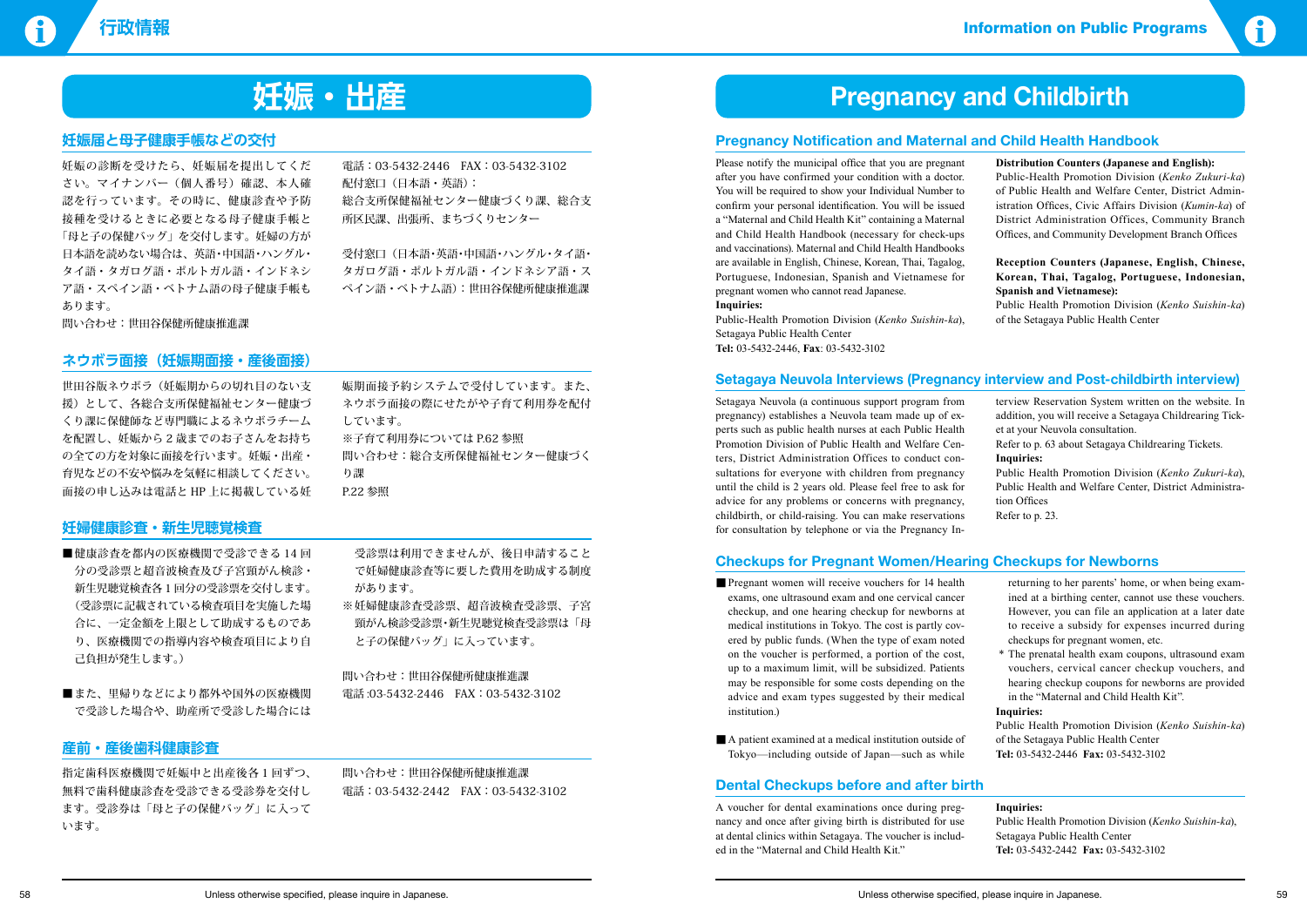# 妊娠・出産

## 妊娠届と母子健康手帳などの交付

妊娠の診断を受けたら、妊娠届を提出してください。マイナンバー（個人番号）確認、本人確認を行っています。その時に、健康診査や予防接種を受けるときに必要となる母子健康手帳と「母と子の保健バッグ」を交付します。妊婦の方が日本語を読めない場合は、英語・中国語・ハングル・タイ語・タガログ語・ポルトガル語・インドネシア語・スペイン語・ベトナム語の母子健康手帳もあります。

問い合わせ：世田谷保健所健康推進課

電話：03-5432-2446　FAX：03-5432-3102

配付窓口（日本語・英語）：

総合支所保健福祉センター健康づくり課、総合支所区民課、出張所、まちづくりセンター

受付窓口（日本語・英語・中国語・ハングル・タイ語・タガログ語・ポルトガル語・インドネシア語・スペイン語・ベトナム語）：世田谷保健所健康推進課

## ネウボラ面接（妊娠期面接・産後面接）

世田谷版ネウボラ（妊娠期からの切れ目のない支援）として、各総合支所保健福祉センター健康づくり課に保健師など専門職によるネウボラチームを配置し、妊娠から2歳までのお子さんをお持ちの全ての方を対象に面接を行います。妊娠・出産・育児などの不安や悩みを気軽に相談してください。面接の申し込みは電話とHP上に掲載している妊娠期面接予約システムで受付しています。また、ネウボラ面接の際にせたがや子育て利用券を配付しています。

※子育て利用券についてはP.62参照

問い合わせ：総合支所保健福祉センター健康づくり課

P.22参照

## 妊婦健康診査・新生児聴覚検査

■健康診査を都内の医療機関で受診できる14回分の受診票と超音波検査及び子宮頸がん検診・新生児聴覚検査各1回分の受診票を交付します。（受診票に記載されている検査項目を実施した場合に、一定金額を上限として助成するものであり、医療機関での指導内容や検査項目により自己負担が発生します。）

■また、里帰りなどにより都外や国外の医療機関で受診した場合や、助産所で受診した場合には受診票は利用できませんが、後日申請することで妊婦健康診査等に要した費用を助成する制度があります。

※妊婦健康診査受診票、超音波検査受診票、子宮頸がん検診受診票・新生児聴覚検査受診票は「母と子の保健バッグ」に入っています。

問い合わせ：世田谷保健所健康推進課

電話:03-5432-2446　FAX：03-5432-3102

## 産前・産後歯科健康診査

指定歯科医療機関で妊娠中と出産後各1回ずつ、無料で歯科健康診査を受診できる受診券を交付します。受診券は「母と子の保健バッグ」に入っています。

問い合わせ：世田谷保健所健康推進課

電話：03-5432-2442　FAX：03-5432-3102

# Pregnancy and Childbirth

## Pregnancy Notification and Maternal and Child Health Handbook

Please notify the municipal office that you are pregnant after you have confirmed your condition with a doctor. You will be required to show your Individual Number to confirm your personal identification. You will be issued a "Maternal and Child Health Kit" containing a Maternal and Child Health Handbook (necessary for check-ups and vaccinations). Maternal and Child Health Handbooks are available in English, Chinese, Korean, Thai, Tagalog, Portuguese, Indonesian, Spanish and Vietnamese for pregnant women who cannot read Japanese.

**Inquiries:**

Public-Health Promotion Division (*Kenko Suishin-ka*), Setagaya Public Health Center

**Tel:** 03-5432-2446, **Fax**: 03-5432-3102

**Distribution Counters (Japanese and English):**

Public-Health Promotion Division (*Kenko Zukuri-ka*) of Public Health and Welfare Center, District Administration Offices, Civic Affairs Division (*Kumin-ka*) of District Administration Offices, Community Branch Offices, and Community Development Branch Offices

**Reception Counters (Japanese, English, Chinese, Korean, Thai, Tagalog, Portuguese, Indonesian, Spanish and Vietnamese):**

Public Health Promotion Division (*Kenko Suishin-ka*) of the Setagaya Public Health Center

## Setagaya Neuvola Interviews (Pregnancy interview and Post-childbirth interview)

Setagaya Neuvola (a continuous support program from pregnancy) establishes a Neuvola team made up of experts such as public health nurses at each Public Health Promotion Division of Public Health and Welfare Centers, District Administration Offices to conduct consultations for everyone with children from pregnancy until the child is 2 years old. Please feel free to ask for advice for any problems or concerns with pregnancy, childbirth, or child-raising. You can make reservations for consultation by telephone or via the Pregnancy Interview Reservation System written on the website. In addition, you will receive a Setagaya Childrearing Ticket at your Neuvola consultation.

Refer to p. 63 about Setagaya Childrearing Tickets.

**Inquiries:**

Public Health Promotion Division (*Kenko Zukuri-ka*), Public Health and Welfare Center, District Administration Offices

Refer to p. 23.

## Checkups for Pregnant Women/Hearing Checkups for Newborns

■ Pregnant women will receive vouchers for 14 health exams, one ultrasound exam and one cervical cancer checkup, and one hearing checkup for newborns at medical institutions in Tokyo. The cost is partly covered by public funds. (When the type of exam noted on the voucher is performed, a portion of the cost, up to a maximum limit, will be subsidized. Patients may be responsible for some costs depending on the advice and exam types suggested by their medical institution.)

■ A patient examined at a medical institution outside of Tokyo—including outside of Japan—such as while returning to her parents' home, or when being examined at a birthing center, cannot use these vouchers. However, you can file an application at a later date to receive a subsidy for expenses incurred during checkups for pregnant women, etc.

* The prenatal health exam coupons, ultrasound exam vouchers, cervical cancer checkup vouchers, and hearing checkup coupons for newborns are provided in the "Maternal and Child Health Kit".

**Inquiries:**

Public Health Promotion Division (*Kenko Suishin-ka*) of the Setagaya Public Health Center

**Tel:** 03-5432-2446 **Fax:** 03-5432-3102

## Dental Checkups before and after birth

A voucher for dental examinations once during pregnancy and once after giving birth is distributed for use at dental clinics within Setagaya. The voucher is included in the "Maternal and Child Health Kit."

**Inquiries:**

Public Health Promotion Division (*Kenko Suishin-ka*), Setagaya Public Health Center

**Tel:** 03-5432-2442 **Fax:** 03-5432-3102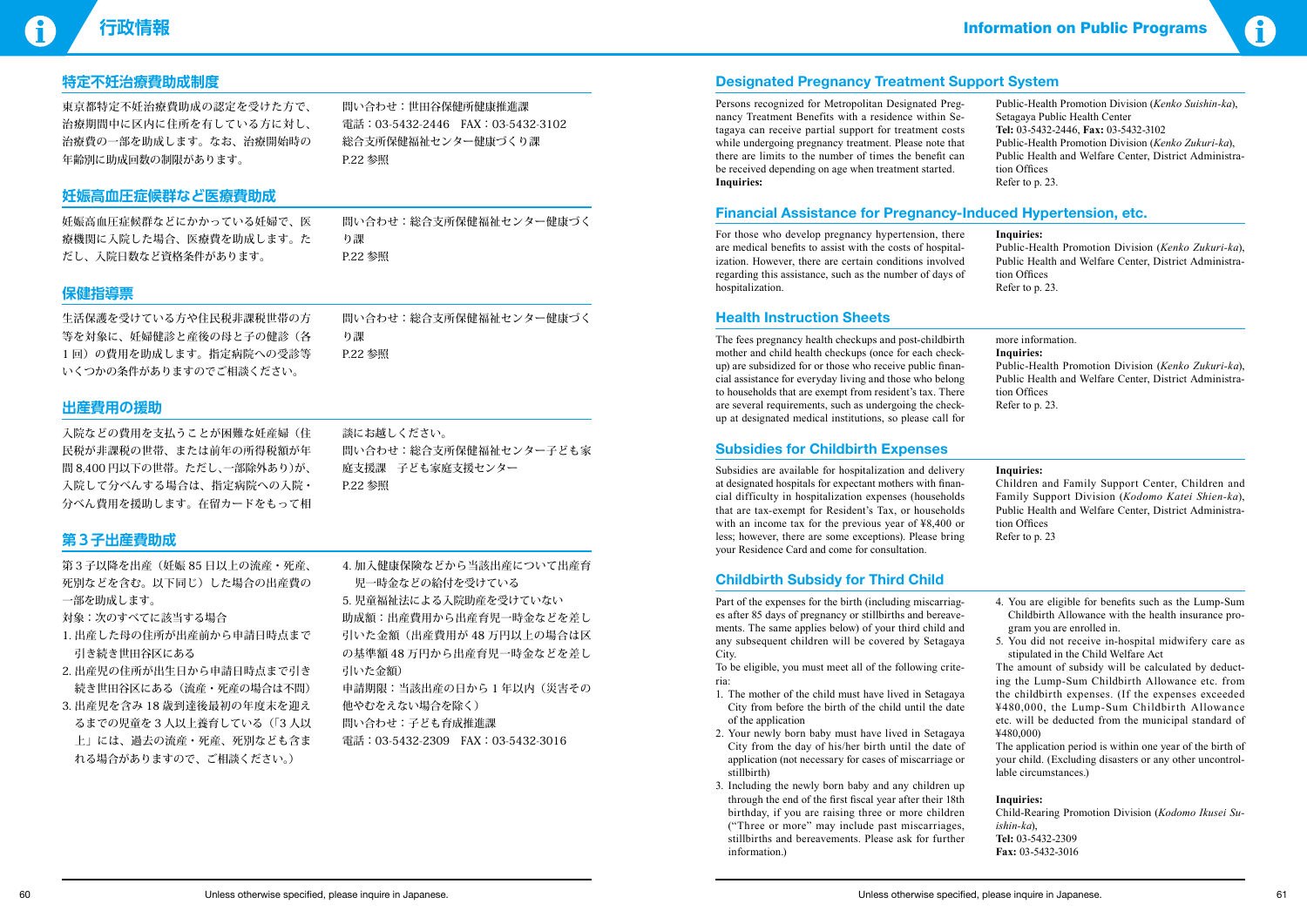# 行政情報

## 特定不妊治療費助成制度

東京都特定不妊治療費助成の認定を受けた方で、治療期間中に区内に住所を有している方に対し、治療費の一部を助成します。なお、治療開始時の年齢別に助成回数の制限があります。

問い合わせ：世田谷保健所健康推進課
電話：03-5432-2446　FAX：03-5432-3102
総合支所保健福祉センター健康づくり課
P.22 参照

## 妊娠高血圧症候群など医療費助成

妊娠高血圧症候群などにかかっている妊婦で、医療機関に入院した場合、医療費を助成します。ただし、入院日数など資格条件があります。

問い合わせ：総合支所保健福祉センター健康づくり課
P.22 参照

## 保健指導票

生活保護を受けている方や住民税非課税世帯の方等を対象に、妊婦健診と産後の母と子の健診（各1回）の費用を助成します。指定病院への受診等いくつかの条件がありますのでご相談ください。

問い合わせ：総合支所保健福祉センター健康づくり課
P.22 参照

## 出産費用の援助

入院などの費用を支払うことが困難な妊産婦（住民税が非課税の世帯、または前年の所得税額が年間 8,400 円以下の世帯。ただし、一部除外あり）が、入院して分べんする場合は、指定病院への入院・分べん費用を援助します。在留カードをもって相談にお越しください。

問い合わせ：総合支所保健福祉センター子ども家庭支援課　子ども家庭支援センター
P.22 参照

## 第３子出産費助成

第３子以降を出産（妊娠 85 日以上の流産・死産、死別などを含む。以下同じ）した場合の出産費の一部を助成します。

対象：次のすべてに該当する場合

1. 出産した母の住所が出産前から申請日時点まで引き続き世田谷区にある
2. 出産児の住所が出生日から申請日時点まで引き続き世田谷区にある（流産・死産の場合は不問）
3. 出産児を含み 18 歳到達後最初の年度末を迎えるまでの児童を３人以上養育している（「３人以上」には、過去の流産・死産、死別なども含まれる場合がありますので、ご相談ください。）
4. 加入健康保険などから当該出産について出産育児一時金などの給付を受けている
5. 児童福祉法による入院助産を受けていない

助成額：出産費用から出産育児一時金などを差し引いた金額（出産費用が 48 万円以上の場合は区の基準額 48 万円から出産育児一時金などを差し引いた金額）

申請期限：当該出産の日から１年以内（災害その他やむをえない場合を除く）

問い合わせ：子ども育成推進課
電話：03-5432-2309　FAX：03-5432-3016

# Information on Public Programs

## Designated Pregnancy Treatment Support System

Persons recognized for Metropolitan Designated Pregnancy Treatment Benefits with a residence within Setagaya can receive partial support for treatment costs while undergoing pregnancy treatment. Please note that there are limits to the number of times the benefit can be received depending on age when treatment started.

**Inquiries:**
Public-Health Promotion Division (*Kenko Suishin-ka*), Setagaya Public Health Center
**Tel:** 03-5432-2446, **Fax:** 03-5432-3102
Public-Health Promotion Division (*Kenko Zukuri-ka*), Public Health and Welfare Center, District Administration Offices
Refer to p. 23.

## Financial Assistance for Pregnancy-Induced Hypertension, etc.

For those who develop pregnancy hypertension, there are medical benefits to assist with the costs of hospitalization. However, there are certain conditions involved regarding this assistance, such as the number of days of hospitalization.

**Inquiries:**
Public-Health Promotion Division (*Kenko Zukuri-ka*), Public Health and Welfare Center, District Administration Offices
Refer to p. 23.

## Health Instruction Sheets

The fees pregnancy health checkups and post-childbirth mother and child health checkups (once for each checkup) are subsidized for or those who receive public financial assistance for everyday living and those who belong to households that are exempt from resident's tax. There are several requirements, such as undergoing the checkup at designated medical institutions, so please call for more information.

**Inquiries:**
Public-Health Promotion Division (*Kenko Zukuri-ka*), Public Health and Welfare Center, District Administration Offices
Refer to p. 23.

## Subsidies for Childbirth Expenses

Subsidies are available for hospitalization and delivery at designated hospitals for expectant mothers with financial difficulty in hospitalization expenses (households that are tax-exempt for Resident's Tax, or households with an income tax for the previous year of ¥8,400 or less; however, there are some exceptions). Please bring your Residence Card and come for consultation.

**Inquiries:**
Children and Family Support Center, Children and Family Support Division (*Kodomo Katei Shien-ka*), Public Health and Welfare Center, District Administration Offices
Refer to p. 23

## Childbirth Subsidy for Third Child

Part of the expenses for the birth (including miscarriages after 85 days of pregnancy or stillbirths and bereavements. The same applies below) of your third child and any subsequent children will be covered by Setagaya City.

To be eligible, you must meet all of the following criteria:

1. The mother of the child must have lived in Setagaya City from before the birth of the child until the date of the application
2. Your newly born baby must have lived in Setagaya City from the day of his/her birth until the date of application (not necessary for cases of miscarriage or stillbirth)
3. Including the newly born baby and any children up through the end of the first fiscal year after their 18th birthday, if you are raising three or more children ("Three or more" may include past miscarriages, stillbirths and bereavements. Please ask for further information.)
4. You are eligible for benefits such as the Lump-Sum Childbirth Allowance with the health insurance program you are enrolled in.
5. You did not receive in-hospital midwifery care as stipulated in the Child Welfare Act

The amount of subsidy will be calculated by deducting the Lump-Sum Childbirth Allowance etc. from the childbirth expenses. (If the expenses exceeded ¥480,000, the Lump-Sum Childbirth Allowance etc. will be deducted from the municipal standard of ¥480,000)

The application period is within one year of the birth of your child. (Excluding disasters or any other uncontrollable circumstances.)

**Inquiries:**
Child-Rearing Promotion Division (*Kodomo Ikusei Suishin-ka*),
**Tel:** 03-5432-2309
**Fax:** 03-5432-3016

Unless otherwise specified, please inquire in Japanese.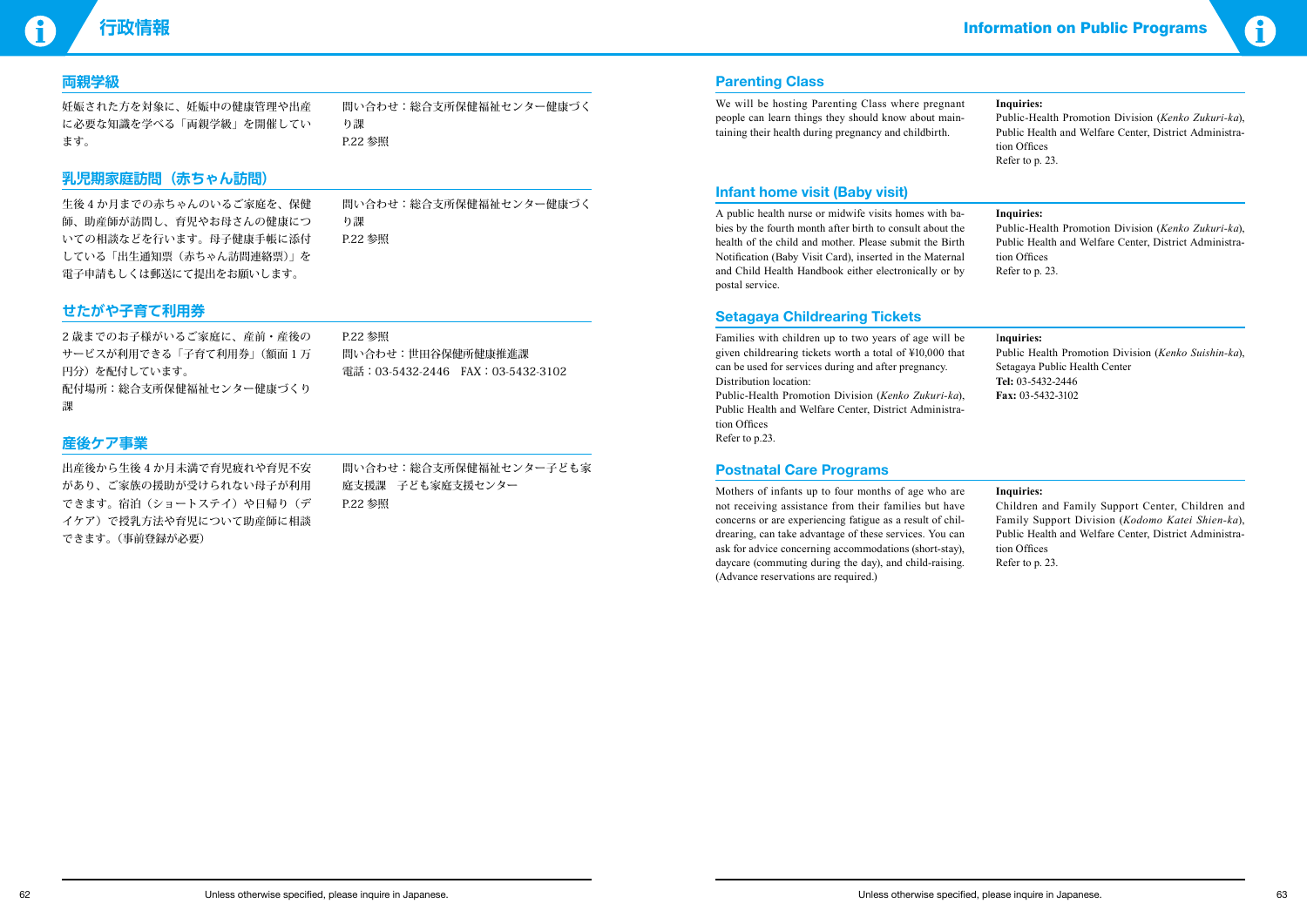## 両親学級

妊娠された方を対象に、妊娠中の健康管理や出産に必要な知識を学べる「両親学級」を開催しています。

問い合わせ：総合支所保健福祉センター健康づくり課
P.22 参照

## 乳児期家庭訪問（赤ちゃん訪問）

生後４か月までの赤ちゃんのいるご家庭を、保健師、助産師が訪問し、育児やお母さんの健康についての相談などを行います。母子健康手帳に添付している「出生通知票（赤ちゃん訪問連絡票）」を電子申請もしくは郵送にて提出をお願いします。

問い合わせ：総合支所保健福祉センター健康づくり課
P.22 参照

## せたがや子育て利用券

２歳までのお子様がいるご家庭に、産前・産後のサービスが利用できる「子育て利用券」（額面１万円分）を配付しています。
配付場所：総合支所保健福祉センター健康づくり課

P.22 参照
問い合わせ：世田谷保健所健康推進課
電話：03-5432-2446　FAX：03-5432-3102

## 産後ケア事業

出産後から生後４か月未満で育児疲れや育児不安があり、ご家族の援助が受けられない母子が利用できます。宿泊（ショートステイ）や日帰り（デイケア）で授乳方法や育児について助産師に相談できます。（事前登録が必要）

問い合わせ：総合支所保健福祉センター子ども家庭支援課　子ども家庭支援センター
P.22 参照

## Parenting Class

We will be hosting Parenting Class where pregnant people can learn things they should know about maintaining their health during pregnancy and childbirth.

**Inquiries:**
Public-Health Promotion Division (*Kenko Zukuri-ka*), Public Health and Welfare Center, District Administration Offices
Refer to p. 23.

## Infant home visit (Baby visit)

A public health nurse or midwife visits homes with babies by the fourth month after birth to consult about the health of the child and mother. Please submit the Birth Notification (Baby Visit Card), inserted in the Maternal and Child Health Handbook either electronically or by postal service.

**Inquiries:**
Public-Health Promotion Division (*Kenko Zukuri-ka*), Public Health and Welfare Center, District Administration Offices
Refer to p. 23.

## Setagaya Childrearing Tickets

Families with children up to two years of age will be given childrearing tickets worth a total of ¥10,000 that can be used for services during and after pregnancy.
Distribution location:
Public-Health Promotion Division (*Kenko Zukuri-ka*), Public Health and Welfare Center, District Administration Offices
Refer to p.23.

**Inquiries:**
Public Health Promotion Division (*Kenko Suishin-ka*), Setagaya Public Health Center
**Tel:** 03-5432-2446
**Fax:** 03-5432-3102

## Postnatal Care Programs

Mothers of infants up to four months of age who are not receiving assistance from their families but have concerns or are experiencing fatigue as a result of childrearing, can take advantage of these services. You can ask for advice concerning accommodations (short-stay), daycare (commuting during the day), and child-raising. (Advance reservations are required.)

**Inquiries:**
Children and Family Support Center, Children and Family Support Division (*Kodomo Katei Shien-ka*), Public Health and Welfare Center, District Administration Offices
Refer to p. 23.